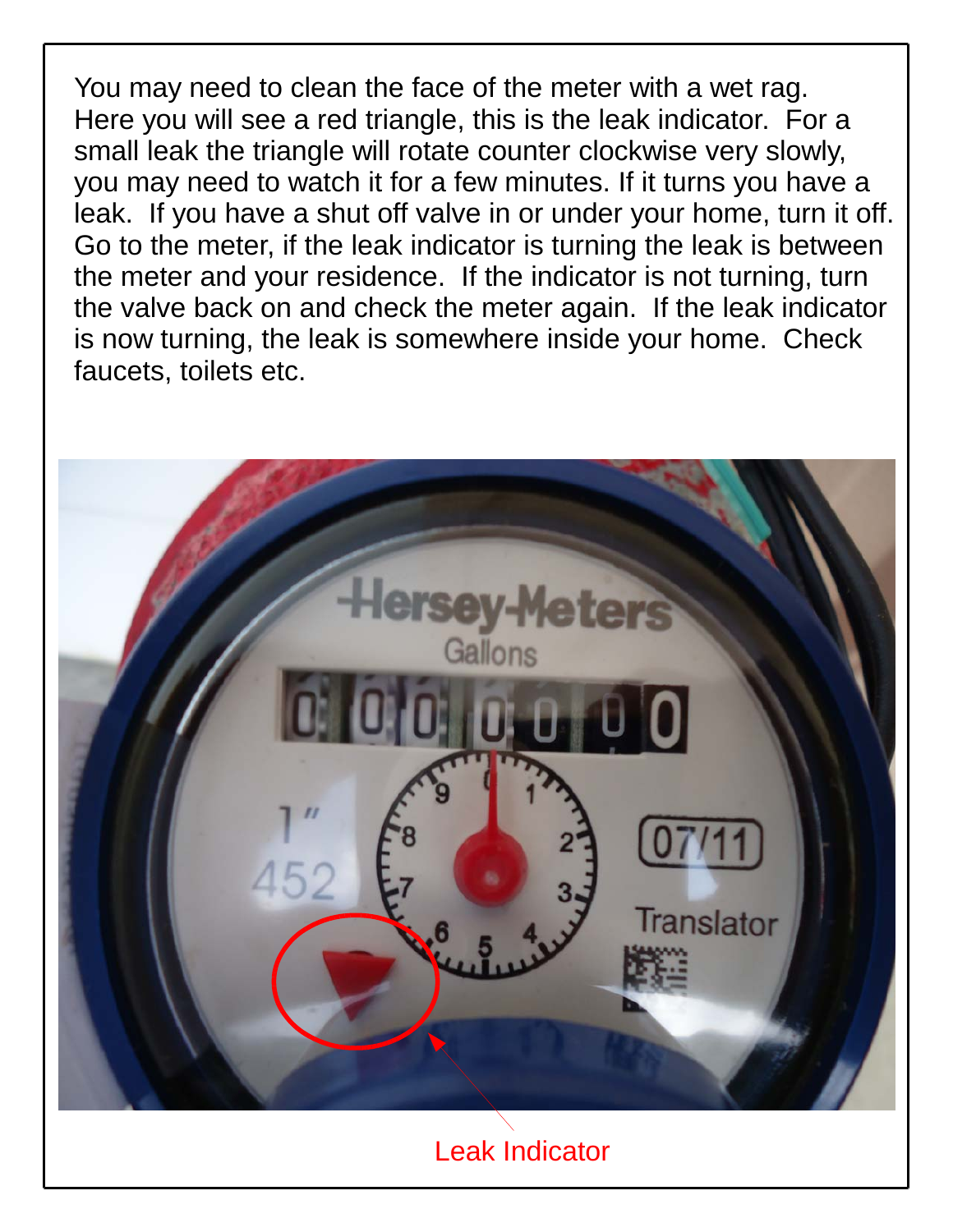You may need to clean the face of the meter with a wet rag. Here you will see a red triangle, this is the leak indicator. For a small leak the triangle will rotate counter clockwise very slowly, you may need to watch it for a few minutes. If it turns you have a leak. If you have a shut off valve in or under your home, turn it off. Go to the meter, if the leak indicator is turning the leak is between the meter and your residence. If the indicator is not turning, turn the valve back on and check the meter again. If the leak indicator is now turning, the leak is somewhere inside your home. Check faucets, toilets etc.

Leak Indicator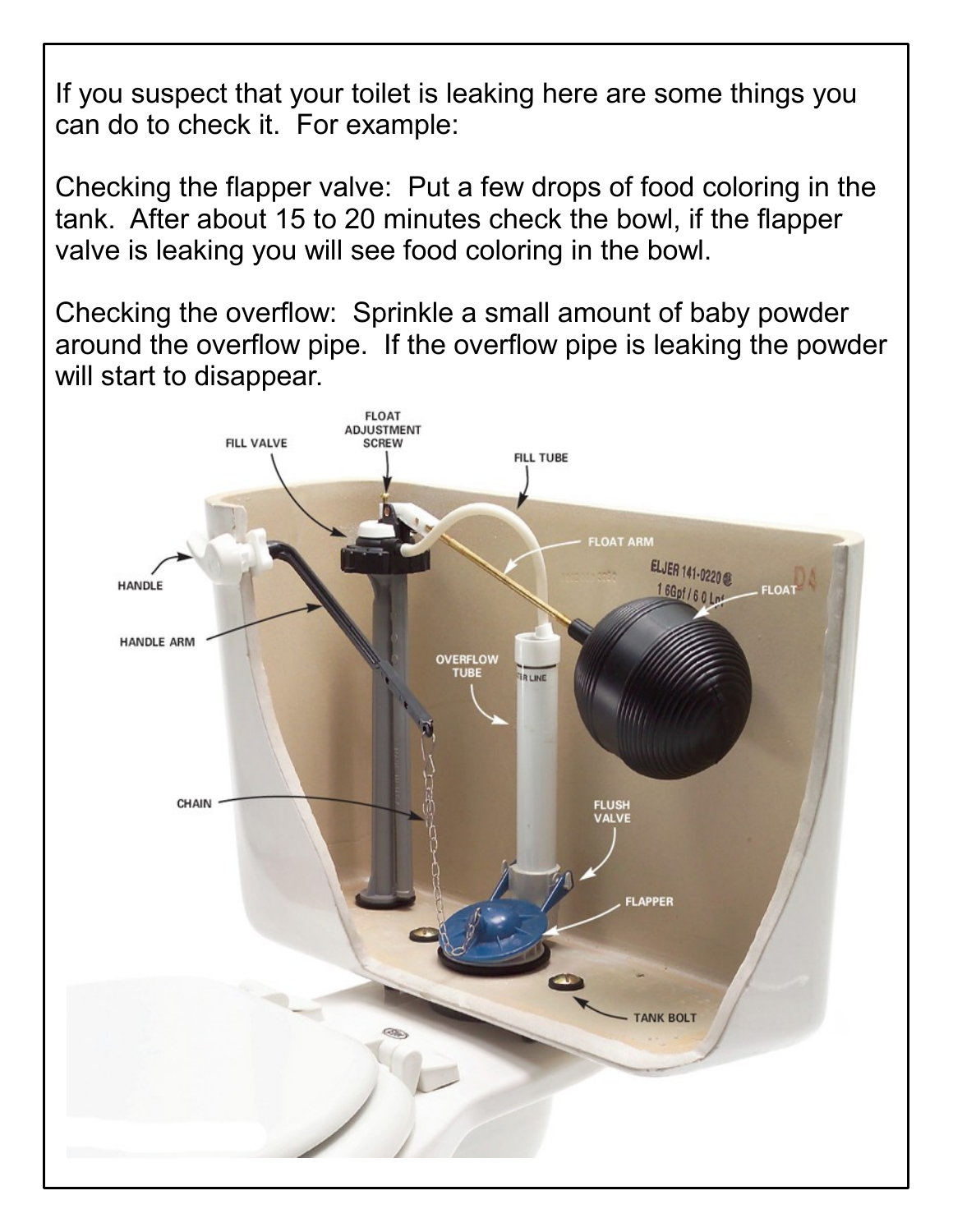If you suspect that your toilet is leaking here are some things you can do to check it. For example:

Checking the flapper valve: Put a few drops of food coloring in the tank. After about 15 to 20 minutes check the bowl, if the flapper valve is leaking you will see food coloring in the bowl.

Checking the overflow: Sprinkle a small amount of baby powder around the overflow pipe. If the overflow pipe is leaking the powder will start to disappear.

FILL VALVE

FLOAT ADJUSTMENT SCREW

FILL TUBE

FLOAT ARM

HANDLE

FLOAT

HANDLE ARM

OVERFLOW TUBE

CHAIN

FLUSH VALVE

FLAPPER

TANK BOLT